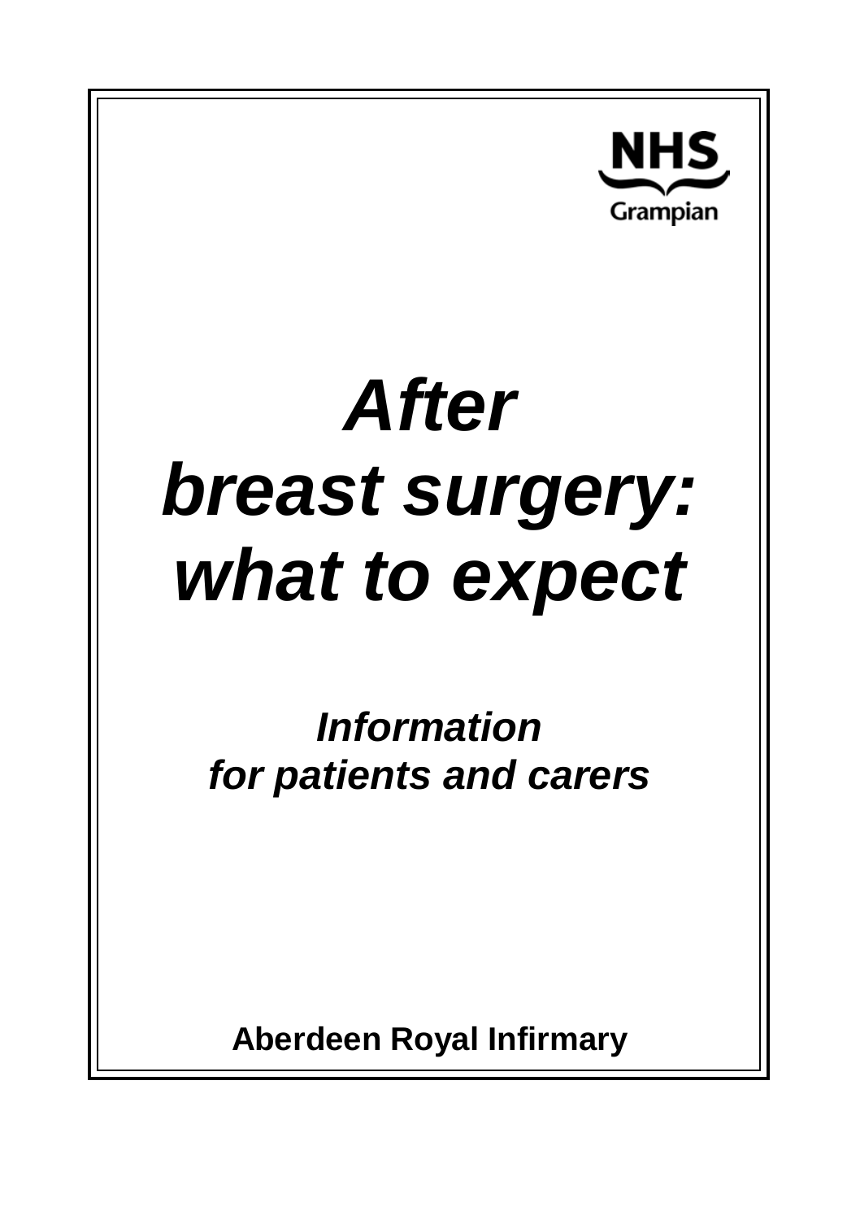NHS
Grampian

# *After breast surgery: what to expect*

## *Information for patients and carers*

**Aberdeen Royal Infirmary**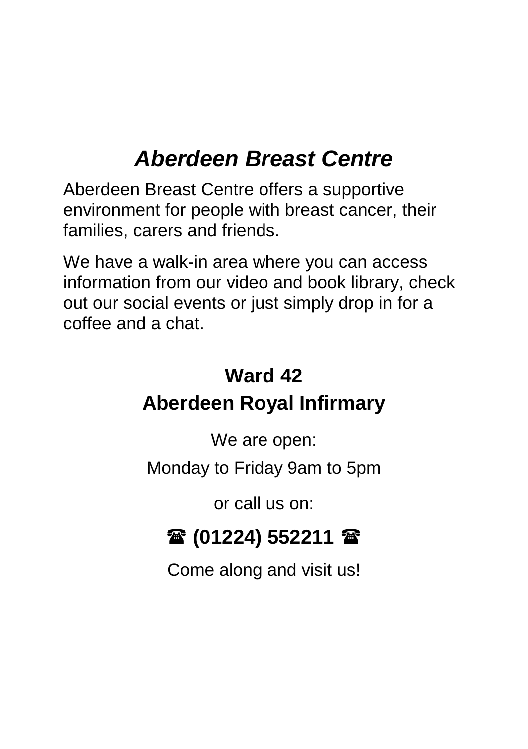# ***Aberdeen Breast Centre***

Aberdeen Breast Centre offers a supportive environment for people with breast cancer, their families, carers and friends.

We have a walk-in area where you can access information from our video and book library, check out our social events or just simply drop in for a coffee and a chat.

## Ward 42
## Aberdeen Royal Infirmary

We are open:

Monday to Friday 9am to 5pm

or call us on:

**☎ (01224) 552211 ☎**

Come along and visit us!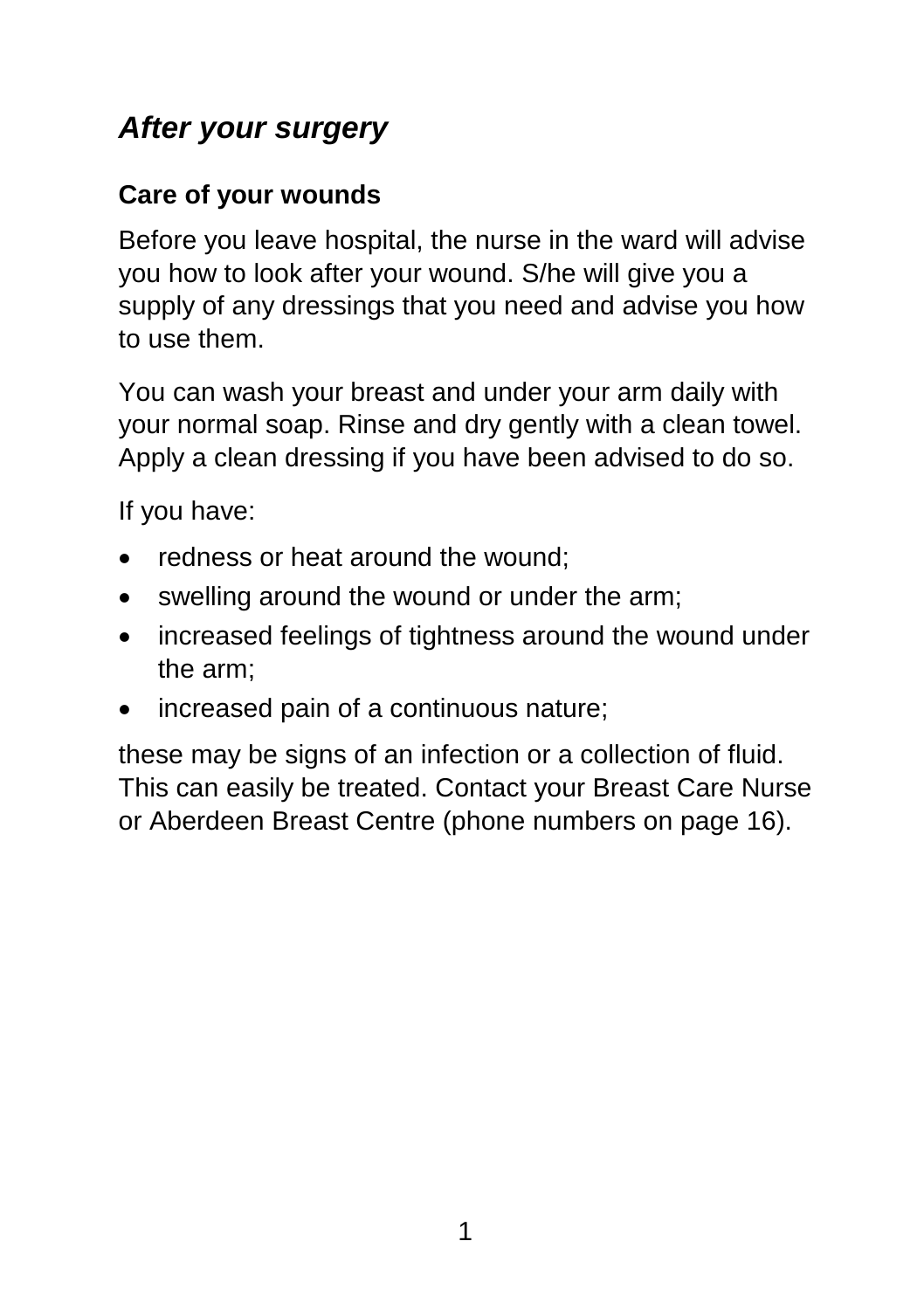## *After your surgery*

### Care of your wounds

Before you leave hospital, the nurse in the ward will advise you how to look after your wound. S/he will give you a supply of any dressings that you need and advise you how to use them.

You can wash your breast and under your arm daily with your normal soap. Rinse and dry gently with a clean towel. Apply a clean dressing if you have been advised to do so.

If you have:

- redness or heat around the wound;
- swelling around the wound or under the arm;
- increased feelings of tightness around the wound under the arm;
- increased pain of a continuous nature;

these may be signs of an infection or a collection of fluid. This can easily be treated. Contact your Breast Care Nurse or Aberdeen Breast Centre (phone numbers on page 16).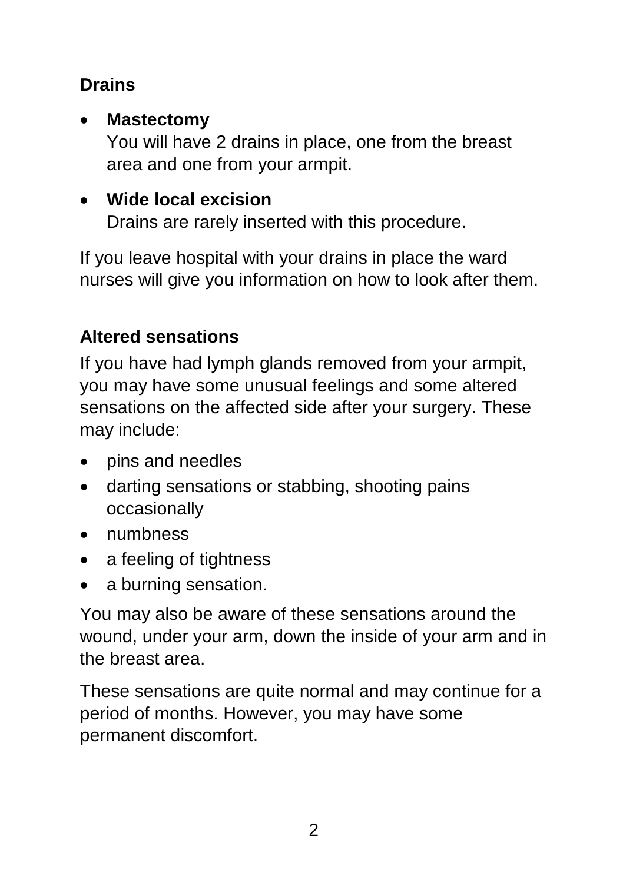## Drains

- **Mastectomy**
  You will have 2 drains in place, one from the breast area and one from your armpit.

- **Wide local excision**
  Drains are rarely inserted with this procedure.

If you leave hospital with your drains in place the ward nurses will give you information on how to look after them.

## Altered sensations

If you have had lymph glands removed from your armpit, you may have some unusual feelings and some altered sensations on the affected side after your surgery. These may include:

- pins and needles
- darting sensations or stabbing, shooting pains occasionally
- numbness
- a feeling of tightness
- a burning sensation.

You may also be aware of these sensations around the wound, under your arm, down the inside of your arm and in the breast area.

These sensations are quite normal and may continue for a period of months. However, you may have some permanent discomfort.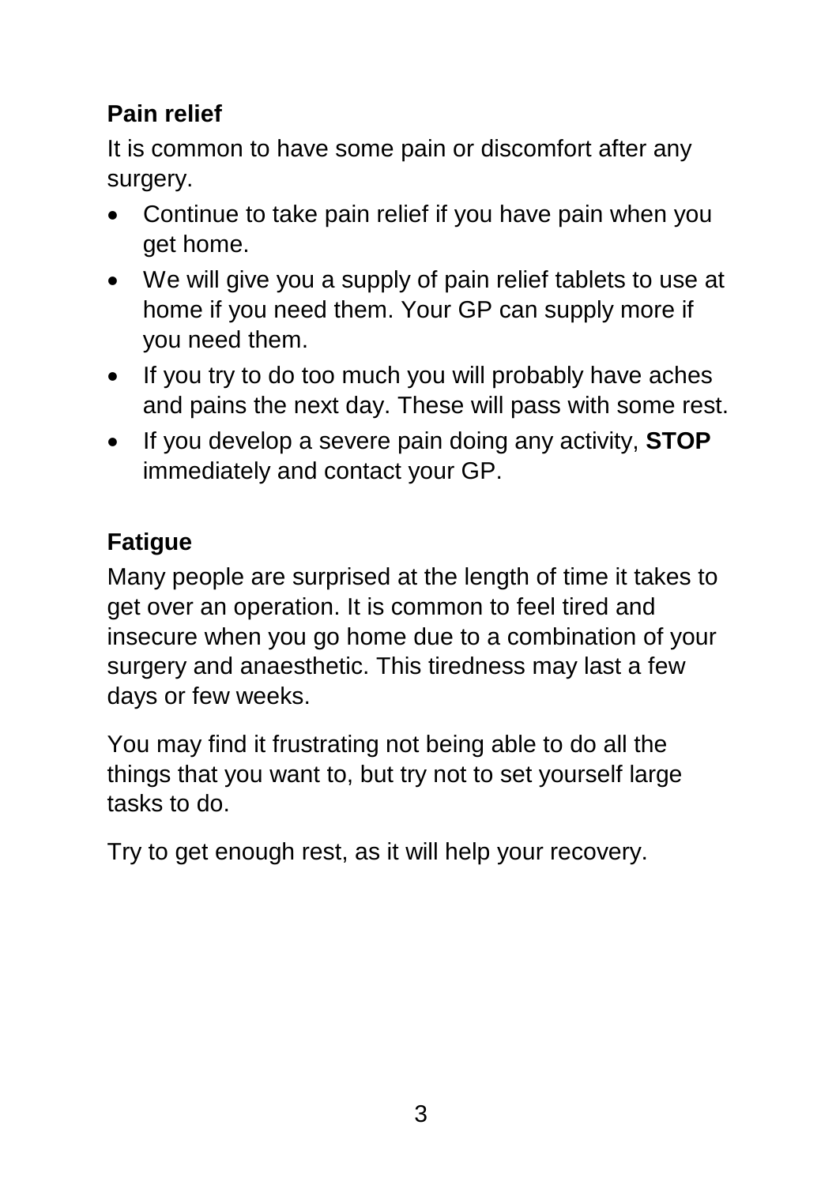## Pain relief

It is common to have some pain or discomfort after any surgery.

- Continue to take pain relief if you have pain when you get home.
- We will give you a supply of pain relief tablets to use at home if you need them. Your GP can supply more if you need them.
- If you try to do too much you will probably have aches and pains the next day. These will pass with some rest.
- If you develop a severe pain doing any activity, **STOP** immediately and contact your GP.

## Fatigue

Many people are surprised at the length of time it takes to get over an operation. It is common to feel tired and insecure when you go home due to a combination of your surgery and anaesthetic. This tiredness may last a few days or few weeks.

You may find it frustrating not being able to do all the things that you want to, but try not to set yourself large tasks to do.

Try to get enough rest, as it will help your recovery.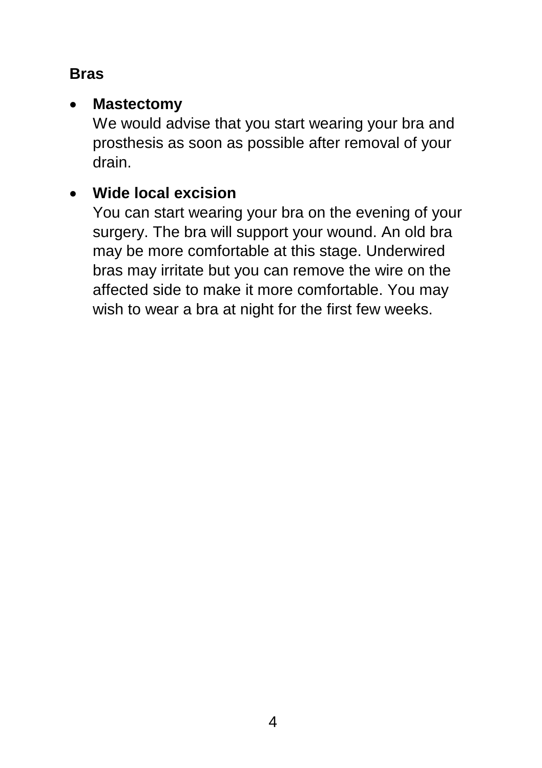## Bras

- **Mastectomy**
  We would advise that you start wearing your bra and prosthesis as soon as possible after removal of your drain.

- **Wide local excision**
  You can start wearing your bra on the evening of your surgery. The bra will support your wound. An old bra may be more comfortable at this stage. Underwired bras may irritate but you can remove the wire on the affected side to make it more comfortable. You may wish to wear a bra at night for the first few weeks.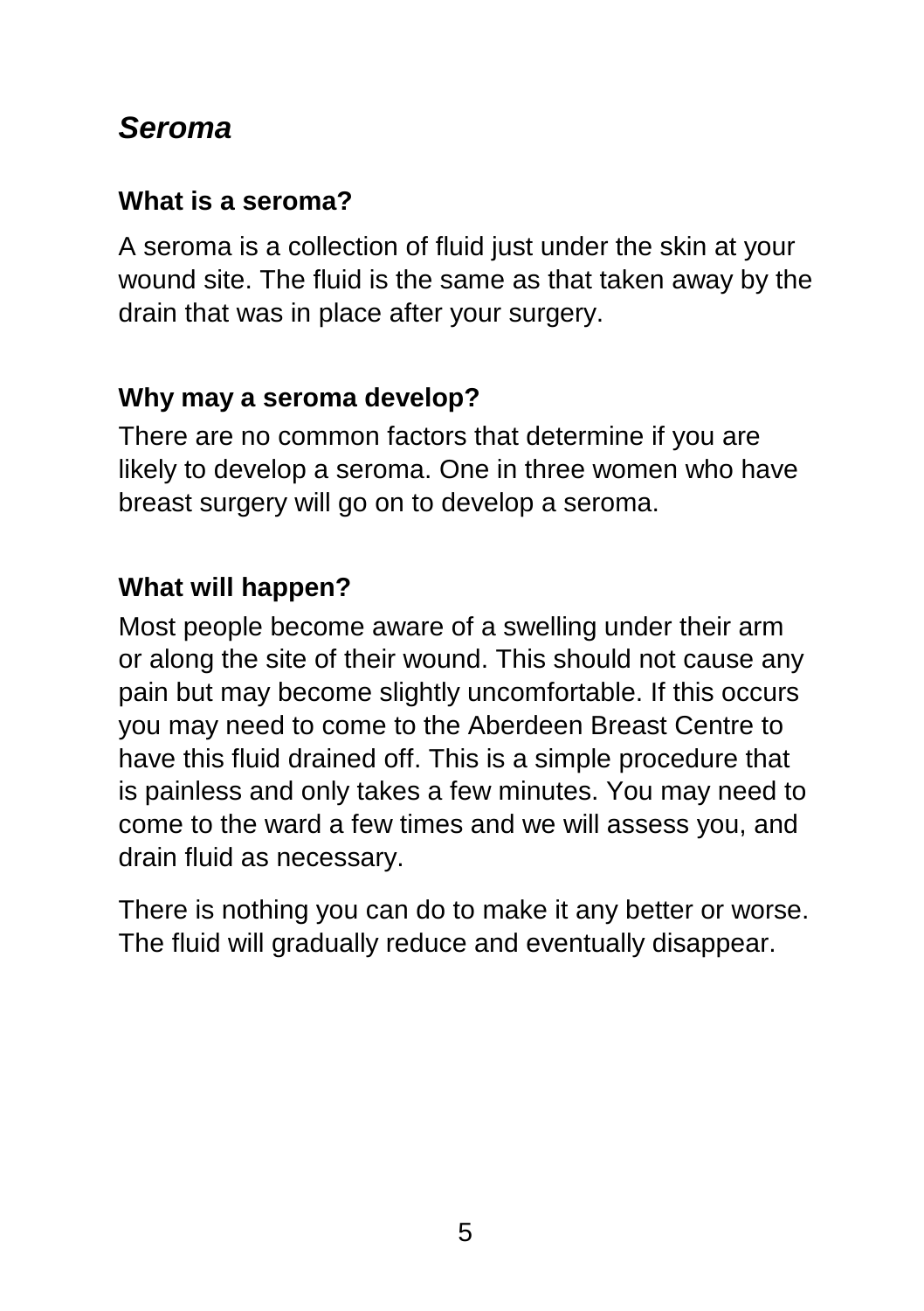## *Seroma*

### What is a seroma?

A seroma is a collection of fluid just under the skin at your wound site. The fluid is the same as that taken away by the drain that was in place after your surgery.

### Why may a seroma develop?

There are no common factors that determine if you are likely to develop a seroma. One in three women who have breast surgery will go on to develop a seroma.

### What will happen?

Most people become aware of a swelling under their arm or along the site of their wound. This should not cause any pain but may become slightly uncomfortable. If this occurs you may need to come to the Aberdeen Breast Centre to have this fluid drained off. This is a simple procedure that is painless and only takes a few minutes. You may need to come to the ward a few times and we will assess you, and drain fluid as necessary.

There is nothing you can do to make it any better or worse. The fluid will gradually reduce and eventually disappear.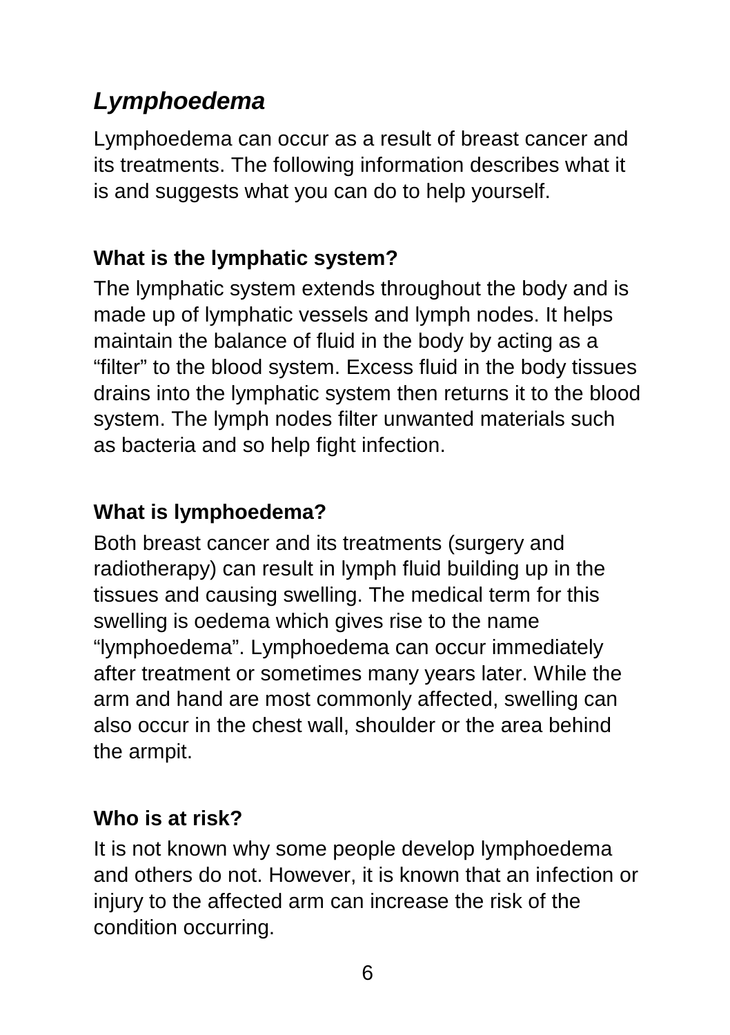## *Lymphoedema*

Lymphoedema can occur as a result of breast cancer and its treatments. The following information describes what it is and suggests what you can do to help yourself.

### What is the lymphatic system?

The lymphatic system extends throughout the body and is made up of lymphatic vessels and lymph nodes. It helps maintain the balance of fluid in the body by acting as a "filter" to the blood system. Excess fluid in the body tissues drains into the lymphatic system then returns it to the blood system. The lymph nodes filter unwanted materials such as bacteria and so help fight infection.

### What is lymphoedema?

Both breast cancer and its treatments (surgery and radiotherapy) can result in lymph fluid building up in the tissues and causing swelling. The medical term for this swelling is oedema which gives rise to the name "lymphoedema". Lymphoedema can occur immediately after treatment or sometimes many years later. While the arm and hand are most commonly affected, swelling can also occur in the chest wall, shoulder or the area behind the armpit.

### Who is at risk?

It is not known why some people develop lymphoedema and others do not. However, it is known that an infection or injury to the affected arm can increase the risk of the condition occurring.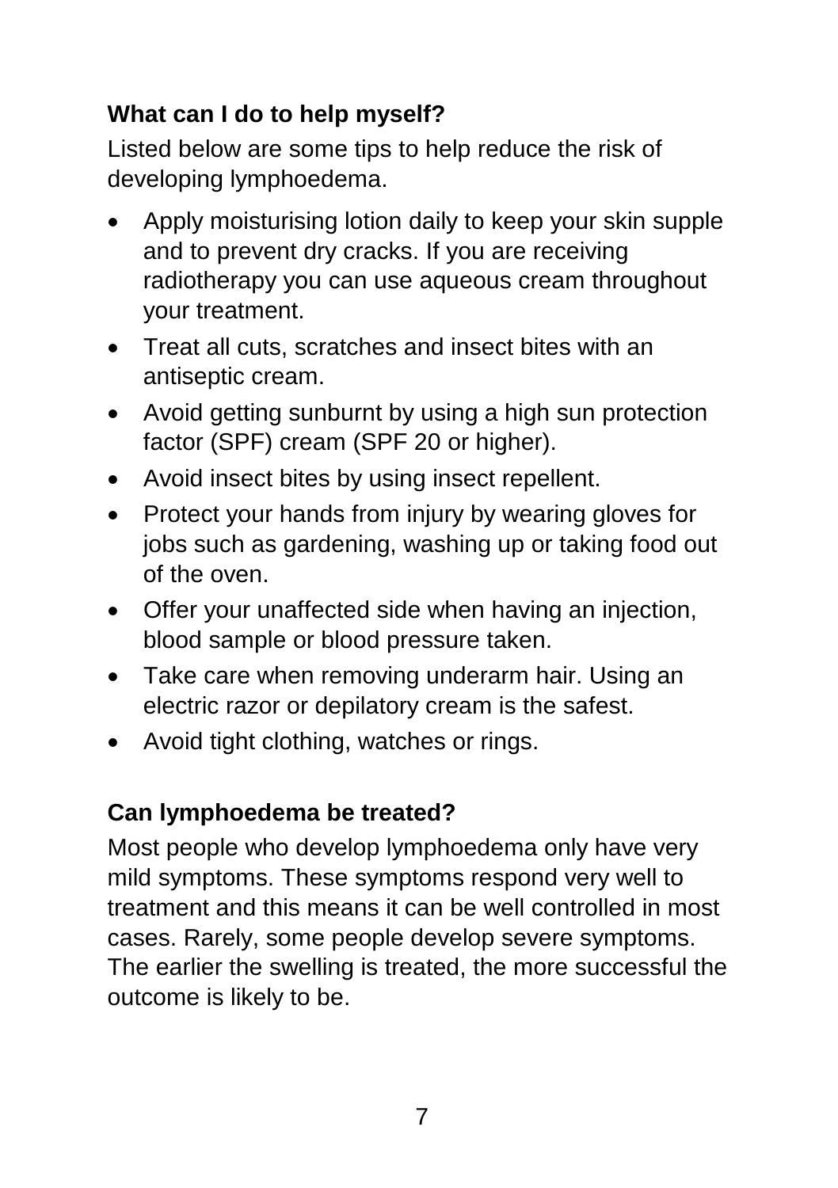## What can I do to help myself?

Listed below are some tips to help reduce the risk of developing lymphoedema.

- Apply moisturising lotion daily to keep your skin supple and to prevent dry cracks. If you are receiving radiotherapy you can use aqueous cream throughout your treatment.
- Treat all cuts, scratches and insect bites with an antiseptic cream.
- Avoid getting sunburnt by using a high sun protection factor (SPF) cream (SPF 20 or higher).
- Avoid insect bites by using insect repellent.
- Protect your hands from injury by wearing gloves for jobs such as gardening, washing up or taking food out of the oven.
- Offer your unaffected side when having an injection, blood sample or blood pressure taken.
- Take care when removing underarm hair. Using an electric razor or depilatory cream is the safest.
- Avoid tight clothing, watches or rings.

## Can lymphoedema be treated?

Most people who develop lymphoedema only have very mild symptoms. These symptoms respond very well to treatment and this means it can be well controlled in most cases. Rarely, some people develop severe symptoms. The earlier the swelling is treated, the more successful the outcome is likely to be.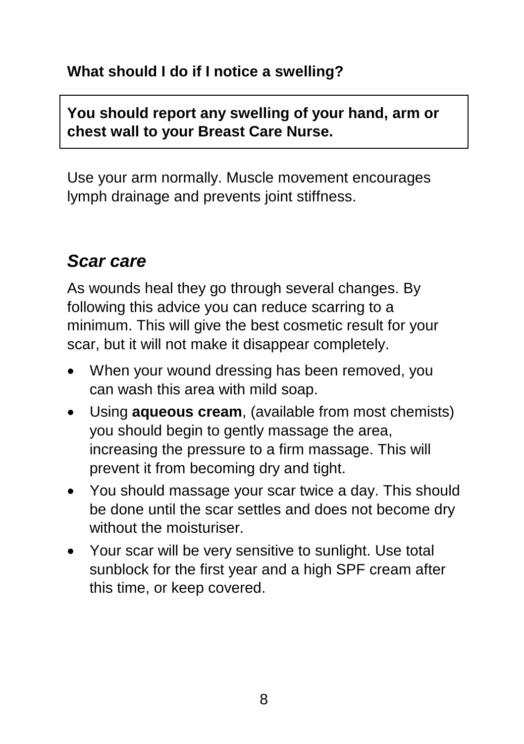**What should I do if I notice a swelling?**

**You should report any swelling of your hand, arm or chest wall to your Breast Care Nurse.**

Use your arm normally. Muscle movement encourages lymph drainage and prevents joint stiffness.

## *Scar care*

As wounds heal they go through several changes. By following this advice you can reduce scarring to a minimum. This will give the best cosmetic result for your scar, but it will not make it disappear completely.

- When your wound dressing has been removed, you can wash this area with mild soap.
- Using **aqueous cream**, (available from most chemists) you should begin to gently massage the area, increasing the pressure to a firm massage. This will prevent it from becoming dry and tight.
- You should massage your scar twice a day. This should be done until the scar settles and does not become dry without the moisturiser.
- Your scar will be very sensitive to sunlight. Use total sunblock for the first year and a high SPF cream after this time, or keep covered.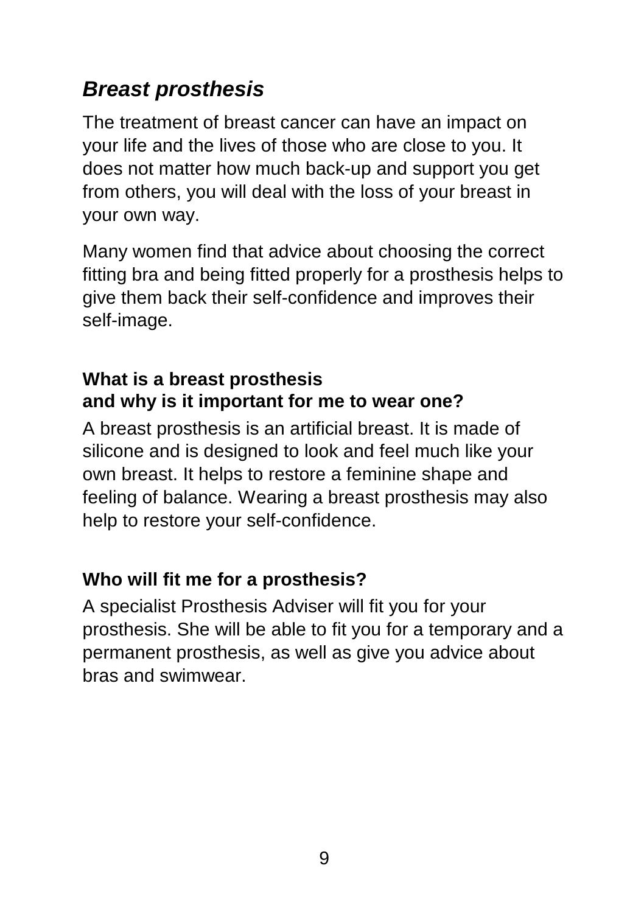## *Breast prosthesis*

The treatment of breast cancer can have an impact on your life and the lives of those who are close to you. It does not matter how much back-up and support you get from others, you will deal with the loss of your breast in your own way.

Many women find that advice about choosing the correct fitting bra and being fitted properly for a prosthesis helps to give them back their self-confidence and improves their self-image.

### What is a breast prosthesis and why is it important for me to wear one?

A breast prosthesis is an artificial breast. It is made of silicone and is designed to look and feel much like your own breast. It helps to restore a feminine shape and feeling of balance. Wearing a breast prosthesis may also help to restore your self-confidence.

### Who will fit me for a prosthesis?

A specialist Prosthesis Adviser will fit you for your prosthesis. She will be able to fit you for a temporary and a permanent prosthesis, as well as give you advice about bras and swimwear.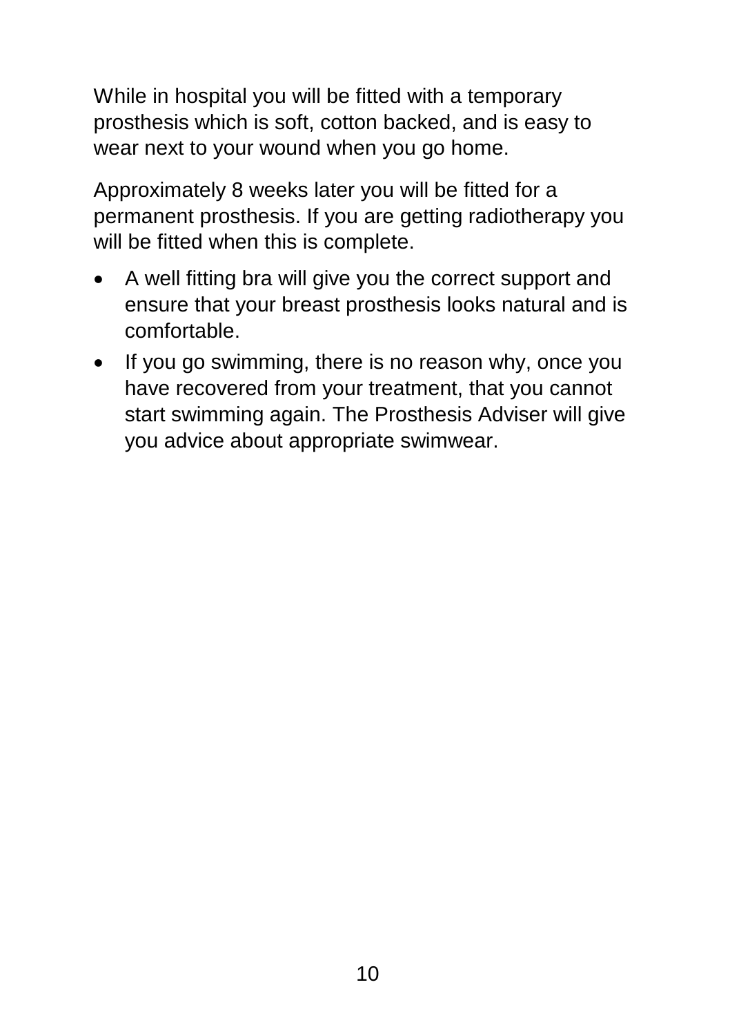While in hospital you will be fitted with a temporary prosthesis which is soft, cotton backed, and is easy to wear next to your wound when you go home.

Approximately 8 weeks later you will be fitted for a permanent prosthesis. If you are getting radiotherapy you will be fitted when this is complete.

- A well fitting bra will give you the correct support and ensure that your breast prosthesis looks natural and is comfortable.
- If you go swimming, there is no reason why, once you have recovered from your treatment, that you cannot start swimming again. The Prosthesis Adviser will give you advice about appropriate swimwear.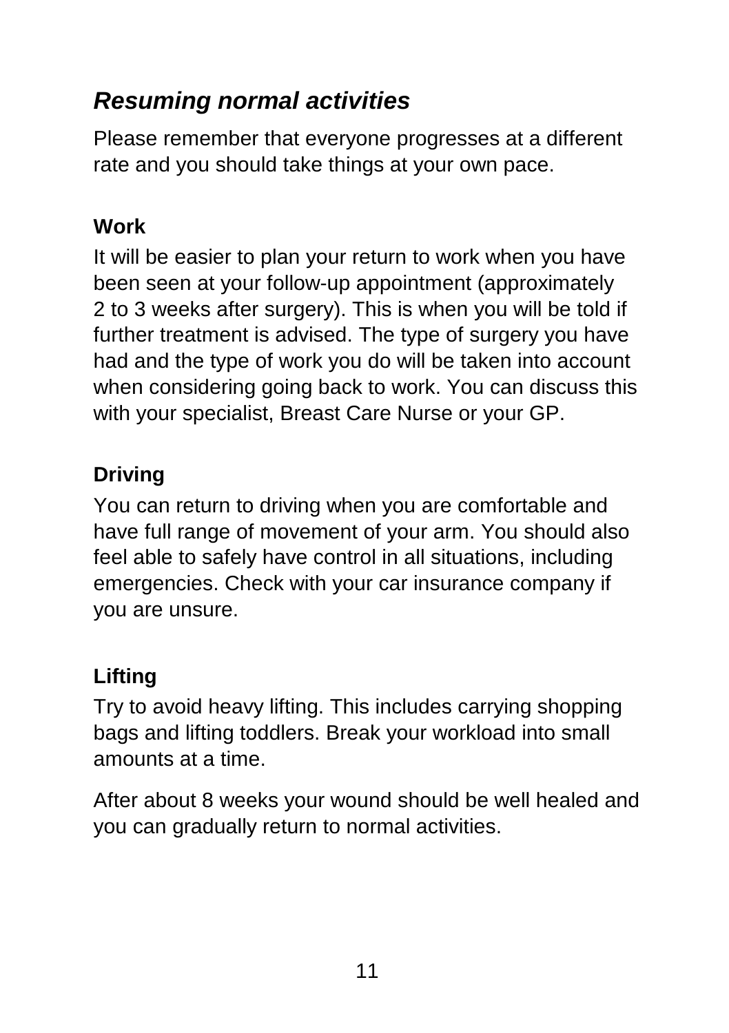## *Resuming normal activities*

Please remember that everyone progresses at a different rate and you should take things at your own pace.

### Work

It will be easier to plan your return to work when you have been seen at your follow-up appointment (approximately 2 to 3 weeks after surgery). This is when you will be told if further treatment is advised. The type of surgery you have had and the type of work you do will be taken into account when considering going back to work. You can discuss this with your specialist, Breast Care Nurse or your GP.

### Driving

You can return to driving when you are comfortable and have full range of movement of your arm. You should also feel able to safely have control in all situations, including emergencies. Check with your car insurance company if you are unsure.

### Lifting

Try to avoid heavy lifting. This includes carrying shopping bags and lifting toddlers. Break your workload into small amounts at a time.

After about 8 weeks your wound should be well healed and you can gradually return to normal activities.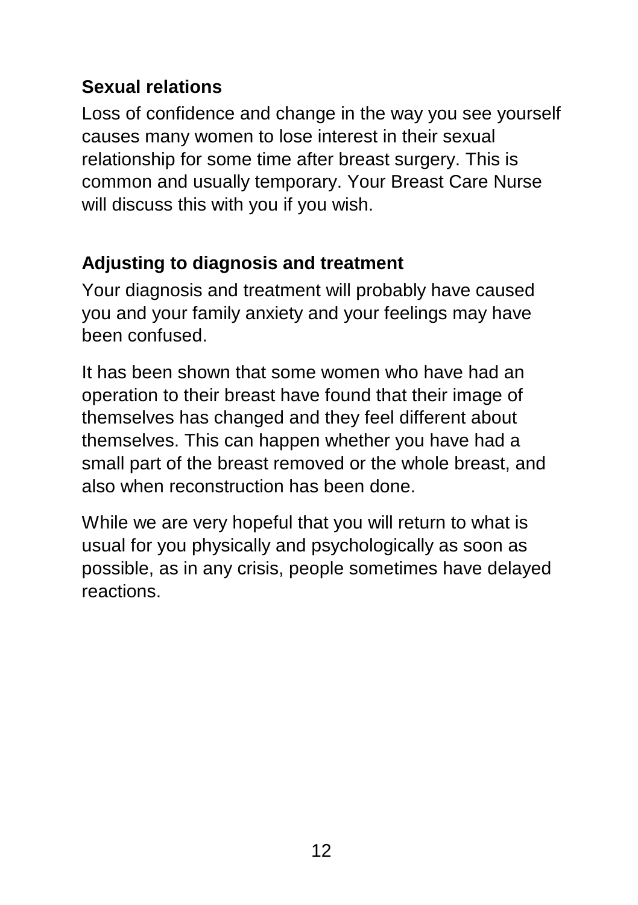## Sexual relations

Loss of confidence and change in the way you see yourself causes many women to lose interest in their sexual relationship for some time after breast surgery. This is common and usually temporary. Your Breast Care Nurse will discuss this with you if you wish.

## Adjusting to diagnosis and treatment

Your diagnosis and treatment will probably have caused you and your family anxiety and your feelings may have been confused.

It has been shown that some women who have had an operation to their breast have found that their image of themselves has changed and they feel different about themselves. This can happen whether you have had a small part of the breast removed or the whole breast, and also when reconstruction has been done.

While we are very hopeful that you will return to what is usual for you physically and psychologically as soon as possible, as in any crisis, people sometimes have delayed reactions.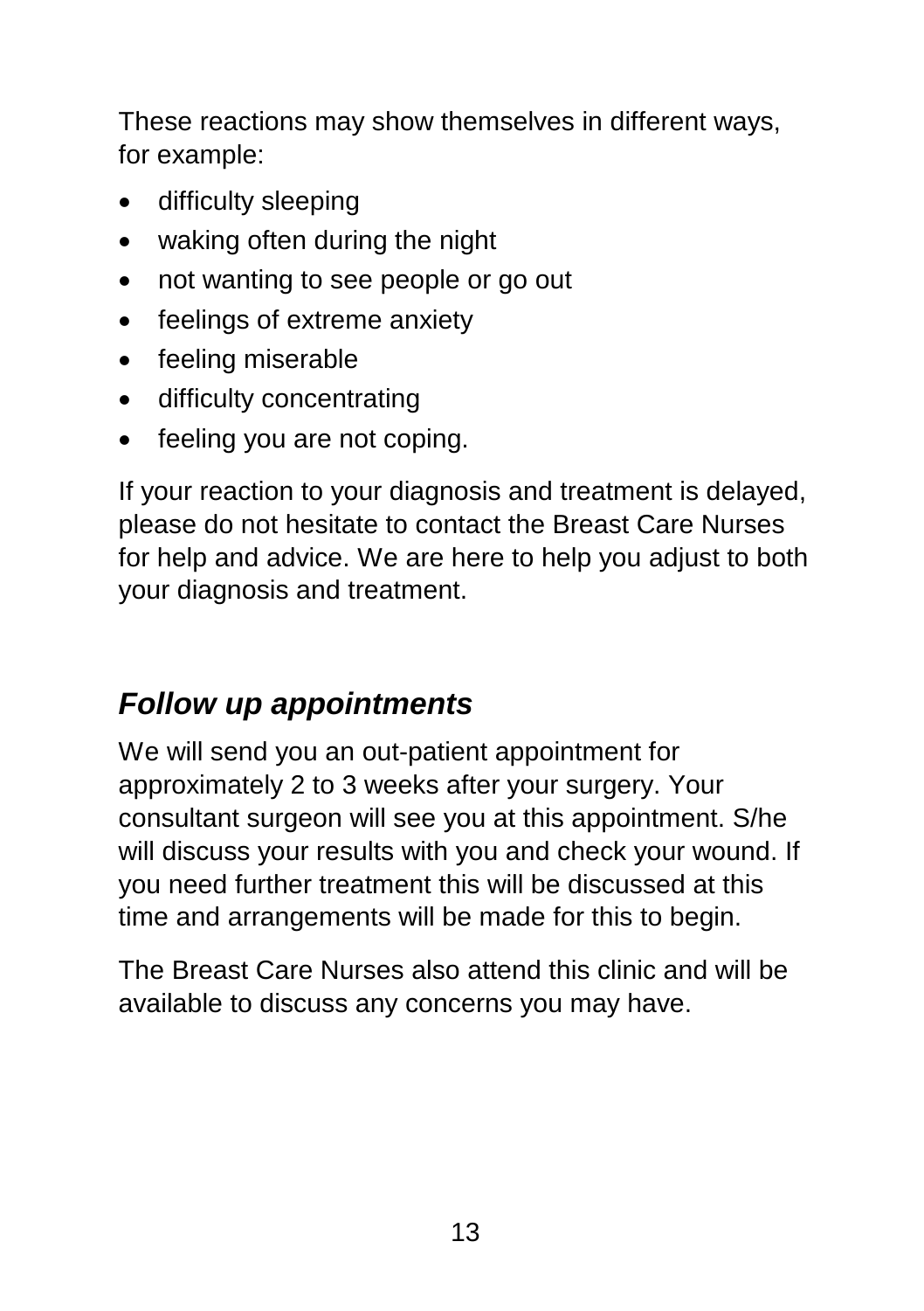These reactions may show themselves in different ways, for example:

- difficulty sleeping
- waking often during the night
- not wanting to see people or go out
- feelings of extreme anxiety
- feeling miserable
- difficulty concentrating
- feeling you are not coping.

If your reaction to your diagnosis and treatment is delayed, please do not hesitate to contact the Breast Care Nurses for help and advice. We are here to help you adjust to both your diagnosis and treatment.

## *Follow up appointments*

We will send you an out-patient appointment for approximately 2 to 3 weeks after your surgery. Your consultant surgeon will see you at this appointment. S/he will discuss your results with you and check your wound. If you need further treatment this will be discussed at this time and arrangements will be made for this to begin.

The Breast Care Nurses also attend this clinic and will be available to discuss any concerns you may have.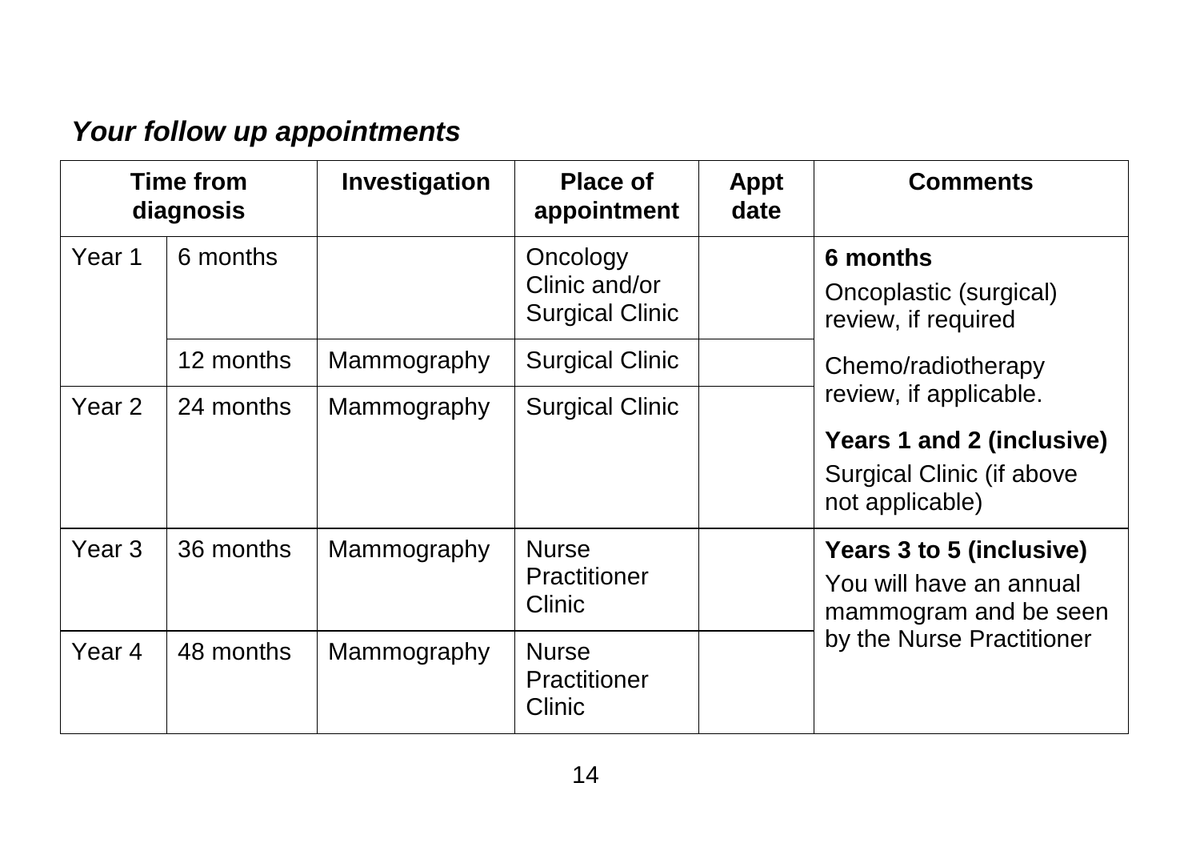***Your follow up appointments***

| Time from diagnosis | | Investigation | Place of appointment | Appt date | Comments |
|---|---|---|---|---|---|
| Year 1 | 6 months | | Oncology Clinic and/or Surgical Clinic | | **6 months** Oncoplastic (surgical) review, if required Chemo/radiotherapy review, if applicable. **Years 1 and 2 (inclusive)** Surgical Clinic (if above not applicable) |
| | 12 months | Mammography | Surgical Clinic | | |
| Year 2 | 24 months | Mammography | Surgical Clinic | | |
| Year 3 | 36 months | Mammography | Nurse Practitioner Clinic | | **Years 3 to 5 (inclusive)** You will have an annual mammogram and be seen by the Nurse Practitioner |
| Year 4 | 48 months | Mammography | Nurse Practitioner Clinic | | |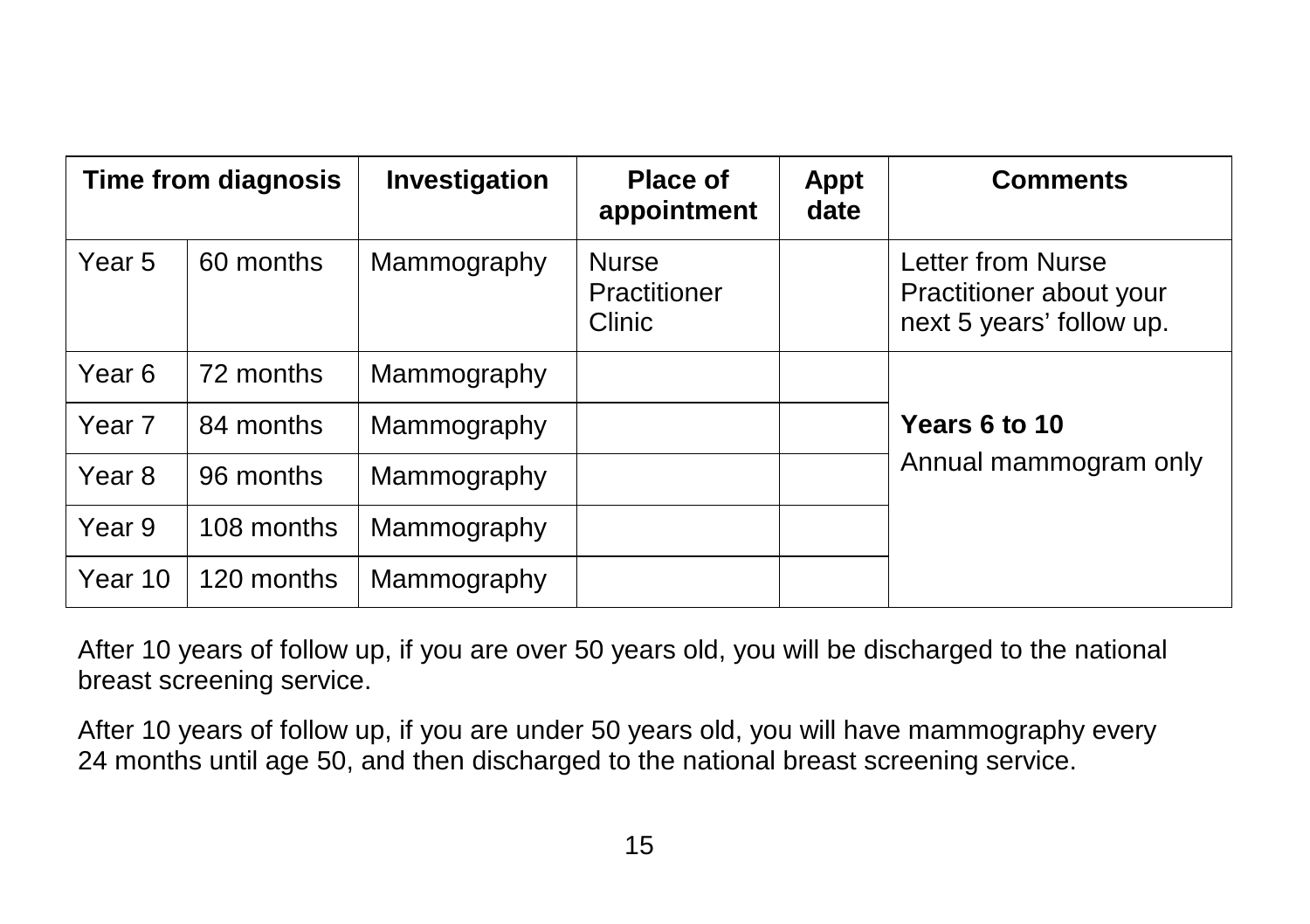| Time from diagnosis | | Investigation | Place of appointment | Appt date | Comments |
|---|---|---|---|---|---|
| Year 5 | 60 months | Mammography | Nurse Practitioner Clinic | | Letter from Nurse Practitioner about your next 5 years' follow up. |
| Year 6 | 72 months | Mammography | | | **Years 6 to 10** Annual mammogram only |
| Year 7 | 84 months | Mammography | | | |
| Year 8 | 96 months | Mammography | | | |
| Year 9 | 108 months | Mammography | | | |
| Year 10 | 120 months | Mammography | | | |

After 10 years of follow up, if you are over 50 years old, you will be discharged to the national breast screening service.

After 10 years of follow up, if you are under 50 years old, you will have mammography every 24 months until age 50, and then discharged to the national breast screening service.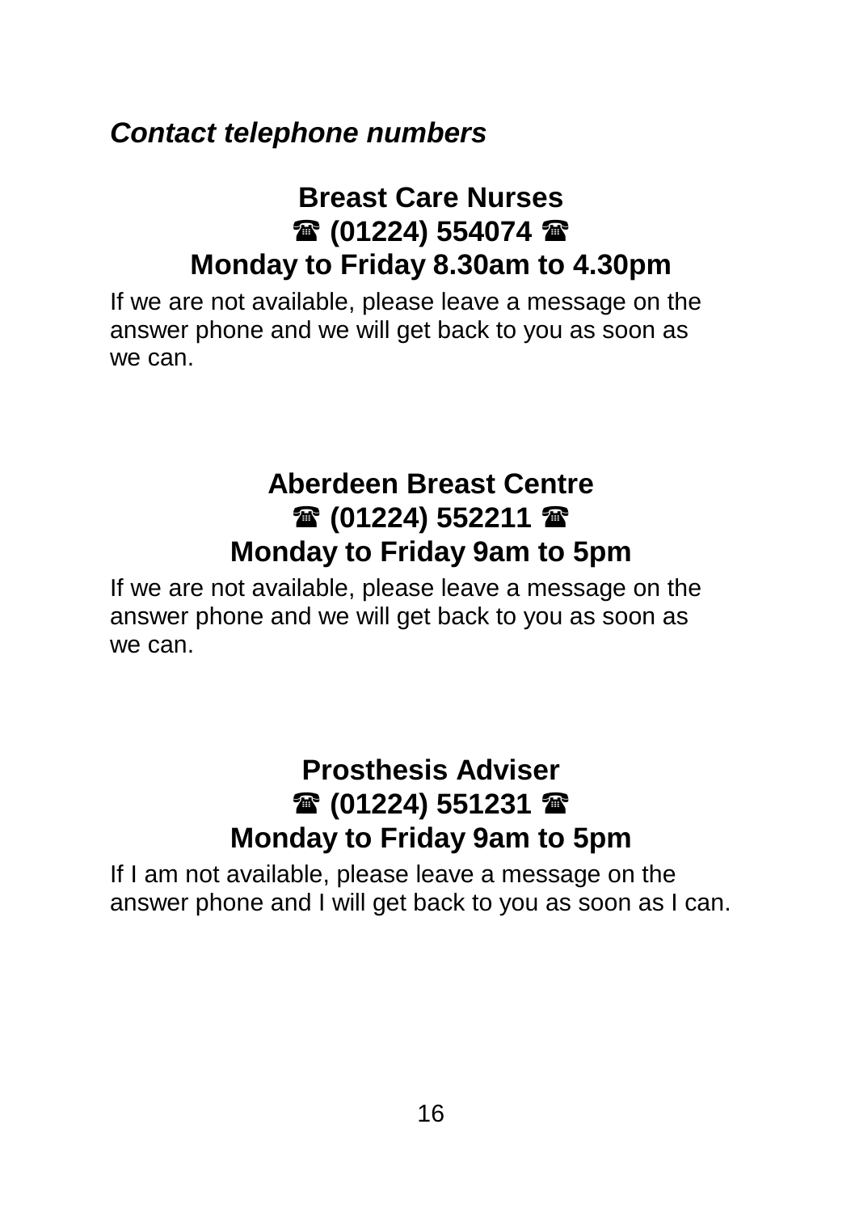***Contact telephone numbers***

**Breast Care Nurses**
**☎ (01224) 554074 ☎**
**Monday to Friday 8.30am to 4.30pm**

If we are not available, please leave a message on the answer phone and we will get back to you as soon as we can.

**Aberdeen Breast Centre**
**☎ (01224) 552211 ☎**
**Monday to Friday 9am to 5pm**

If we are not available, please leave a message on the answer phone and we will get back to you as soon as we can.

**Prosthesis Adviser**
**☎ (01224) 551231 ☎**
**Monday to Friday 9am to 5pm**

If I am not available, please leave a message on the answer phone and I will get back to you as soon as I can.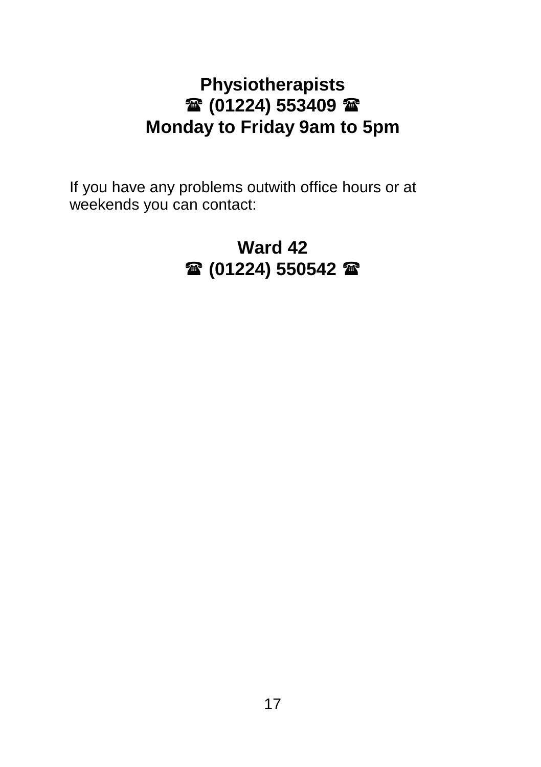**Physiotherapists**
**☎ (01224) 553409 ☎**
**Monday to Friday 9am to 5pm**

If you have any problems outwith office hours or at weekends you can contact:

**Ward 42**
**☎ (01224) 550542 ☎**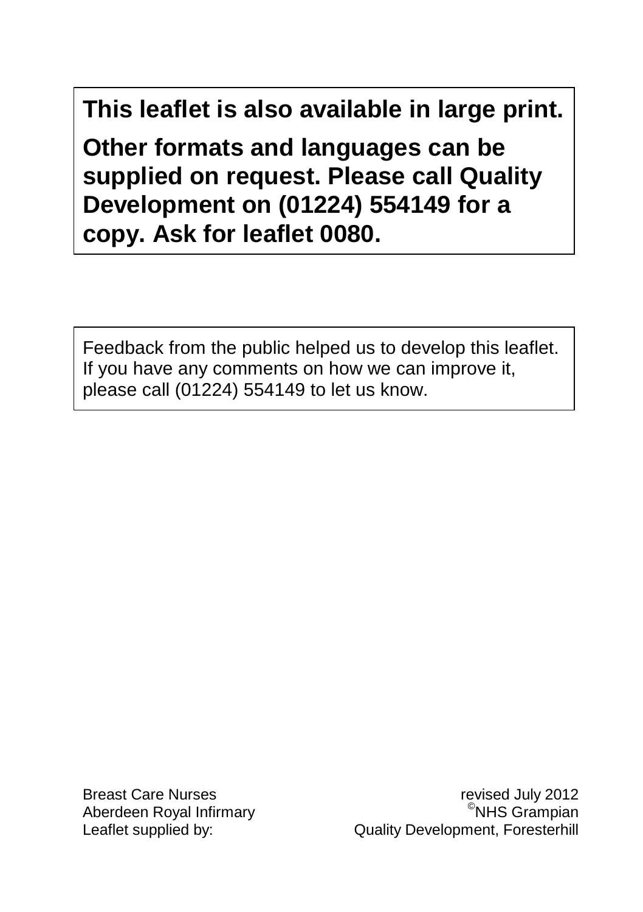**This leaflet is also available in large print.**

**Other formats and languages can be supplied on request. Please call Quality Development on (01224) 554149 for a copy. Ask for leaflet 0080.**

Feedback from the public helped us to develop this leaflet. If you have any comments on how we can improve it, please call (01224) 554149 to let us know.

Breast Care Nurses
Aberdeen Royal Infirmary
Leaflet supplied by:

revised July 2012
©NHS Grampian
Quality Development, Foresterhill